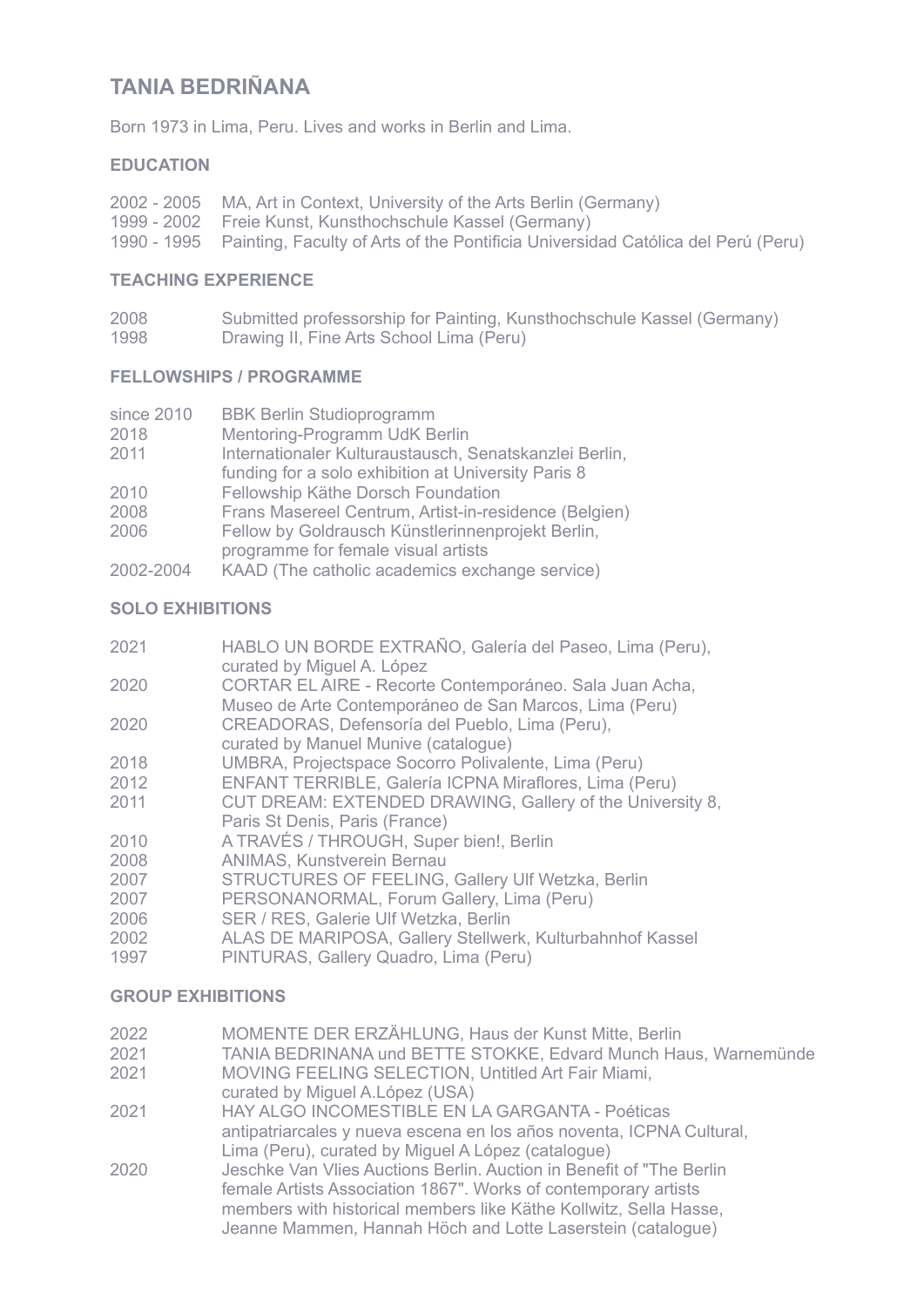# TANIA BEDRIÑANA

Born 1973 in Lima, Peru. Lives and works in Berlin and Lima.

## EDUCATION

2002 - 2005 MA, Art in Context, University of the Arts Berlin (Germany)
1999 - 2002 Freie Kunst, Kunsthochschule Kassel (Germany)
1990 - 1995 Painting, Faculty of Arts of the Pontificia Universidad Católica del Perú (Peru)

## TEACHING EXPERIENCE

2008 Submitted professorship for Painting, Kunsthochschule Kassel (Germany)
1998 Drawing II, Fine Arts School Lima (Peru)

## FELLOWSHIPS / PROGRAMME

since 2010 BBK Berlin Studioprogramm
2018 Mentoring-Programm UdK Berlin
2011 Internationaler Kulturaustausch, Senatskanzlei Berlin, funding for a solo exhibition at University Paris 8
2010 Fellowship Käthe Dorsch Foundation
2008 Frans Masereel Centrum, Artist-in-residence (Belgien)
2006 Fellow by Goldrausch Künstlerinnenprojekt Berlin, programme for female visual artists
2002-2004 KAAD (The catholic academics exchange service)

## SOLO EXHIBITIONS

2021 HABLO UN BORDE EXTRAÑO, Galería del Paseo, Lima (Peru), curated by Miguel A. López
2020 CORTAR EL AIRE - Recorte Contemporáneo. Sala Juan Acha, Museo de Arte Contemporáneo de San Marcos, Lima (Peru)
2020 CREADORAS, Defensoría del Pueblo, Lima (Peru), curated by Manuel Munive (catalogue)
2018 UMBRA, Projectspace Socorro Polivalente, Lima (Peru)
2012 ENFANT TERRIBLE, Galería ICPNA Miraflores, Lima (Peru)
2011 CUT DREAM: EXTENDED DRAWING, Gallery of the University 8, Paris St Denis, Paris (France)
2010 A TRAVÉS / THROUGH, Super bien!, Berlin
2008 ANIMAS, Kunstverein Bernau
2007 STRUCTURES OF FEELING, Gallery Ulf Wetzka, Berlin
2007 PERSONANORMAL, Forum Gallery, Lima (Peru)
2006 SER / RES, Galerie Ulf Wetzka, Berlin
2002 ALAS DE MARIPOSA, Gallery Stellwerk, Kulturbahnhof Kassel
1997 PINTURAS, Gallery Quadro, Lima (Peru)

## GROUP EXHIBITIONS

2022 MOMENTE DER ERZÄHLUNG, Haus der Kunst Mitte, Berlin
2021 TANIA BEDRINANA und BETTE STOKKE, Edvard Munch Haus, Warnemünde
2021 MOVING FEELING SELECTION, Untitled Art Fair Miami, curated by Miguel A.López (USA)
2021 HAY ALGO INCOMESTIBLE EN LA GARGANTA - Poéticas antipatriarcales y nueva escena en los años noventa, ICPNA Cultural, Lima (Peru), curated by Miguel A López (catalogue)
2020 Jeschke Van Vlies Auctions Berlin. Auction in Benefit of "The Berlin female Artists Association 1867". Works of contemporary artists members with historical members like Käthe Kollwitz, Sella Hasse, Jeanne Mammen, Hannah Höch and Lotte Laserstein (catalogue)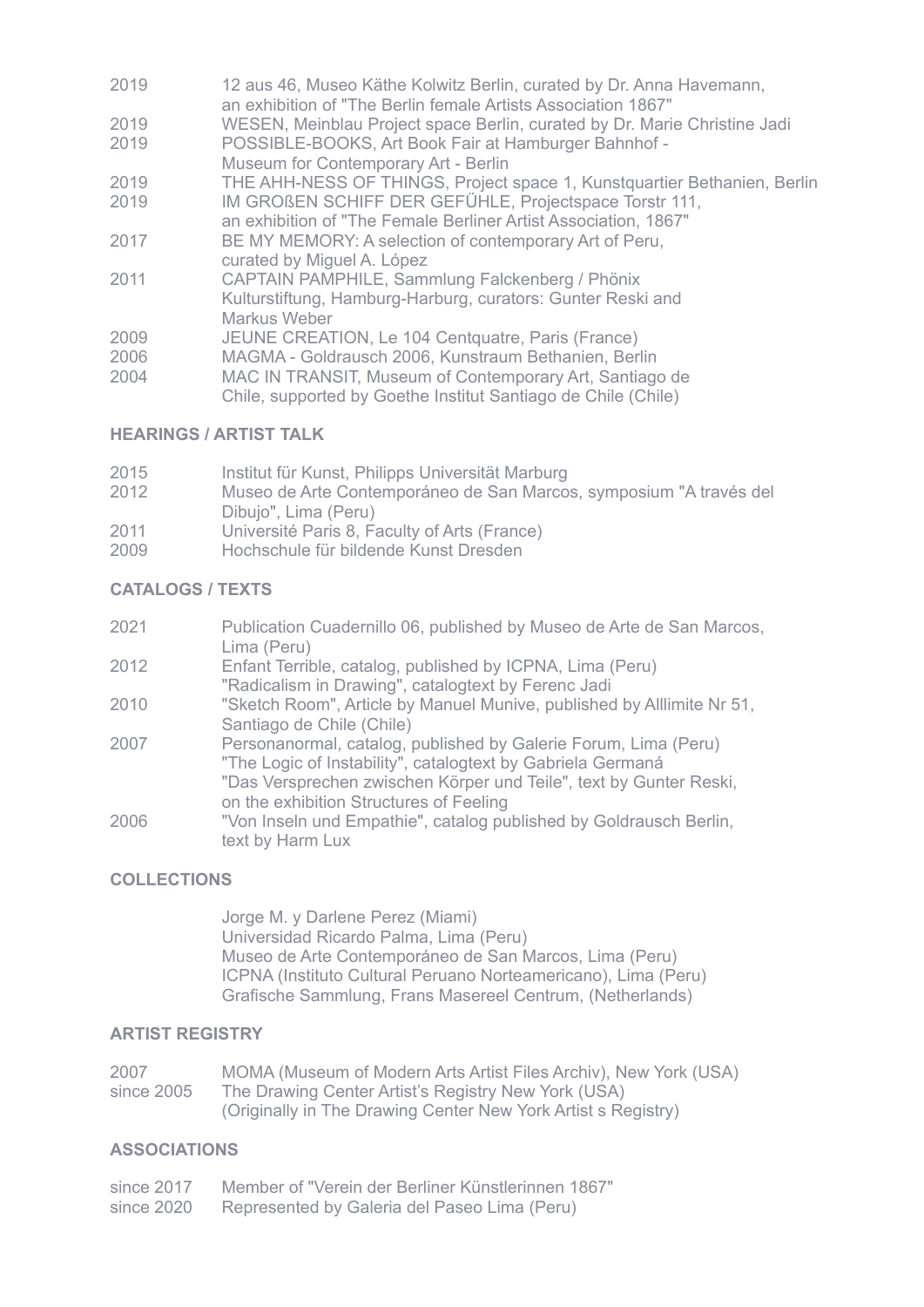| | |
|---|---|
| 2019 | 12 aus 46, Museo Käthe Kolwitz Berlin, curated by Dr. Anna Havemann, an exhibition of "The Berlin female Artists Association 1867" |
| 2019 | WESEN, Meinblau Project space Berlin, curated by Dr. Marie Christine Jadi |
| 2019 | POSSIBLE-BOOKS, Art Book Fair at Hamburger Bahnhof - Museum for Contemporary Art - Berlin |
| 2019 | THE AHH-NESS OF THINGS, Project space 1, Kunstquartier Bethanien, Berlin |
| 2019 | IM GROßEN SCHIFF DER GEFÜHLE, Projectspace Torstr 111, an exhibition of "The Female Berliner Artist Association, 1867" |
| 2017 | BE MY MEMORY: A selection of contemporary Art of Peru, curated by Miguel A. López |
| 2011 | CAPTAIN PAMPHILE, Sammlung Falckenberg / Phönix Kulturstiftung, Hamburg-Harburg, curators: Gunter Reski and Markus Weber |
| 2009 | JEUNE CREATION, Le 104 Centquatre, Paris (France) |
| 2006 | MAGMA - Goldrausch 2006, Kunstraum Bethanien, Berlin |
| 2004 | MAC IN TRANSIT, Museum of Contemporary Art, Santiago de Chile, supported by Goethe Institut Santiago de Chile (Chile) |

## HEARINGS / ARTIST TALK

| | |
|---|---|
| 2015 | Institut für Kunst, Philipps Universität Marburg |
| 2012 | Museo de Arte Contemporáneo de San Marcos, symposium "A través del Dibujo", Lima (Peru) |
| 2011 | Université Paris 8, Faculty of Arts (France) |
| 2009 | Hochschule für bildende Kunst Dresden |

## CATALOGS / TEXTS

| | |
|---|---|
| 2021 | Publication Cuadernillo 06, published by Museo de Arte de San Marcos, Lima (Peru) |
| 2012 | Enfant Terrible, catalog, published by ICPNA, Lima (Peru) "Radicalism in Drawing", catalogtext by Ferenc Jadi |
| 2010 | "Sketch Room", Article by Manuel Munive, published by Alllimite Nr 51, Santiago de Chile (Chile) |
| 2007 | Personanormal, catalog, published by Galerie Forum, Lima (Peru) "The Logic of Instability", catalogtext by Gabriela Germaná "Das Versprechen zwischen Körper und Teile", text by Gunter Reski, on the exhibition Structures of Feeling |
| 2006 | "Von Inseln und Empathie", catalog published by Goldrausch Berlin, text by Harm Lux |

## COLLECTIONS

Jorge M. y Darlene Perez (Miami)
Universidad Ricardo Palma, Lima (Peru)
Museo de Arte Contemporáneo de San Marcos, Lima (Peru)
ICPNA (Instituto Cultural Peruano Norteamericano), Lima (Peru)
Grafische Sammlung, Frans Masereel Centrum, (Netherlands)

## ARTIST REGISTRY

| | |
|---|---|
| 2007 | MOMA (Museum of Modern Arts Artist Files Archiv), New York (USA) |
| since 2005 | The Drawing Center Artist's Registry New York (USA) (Originally in The Drawing Center New York Artist s Registry) |

## ASSOCIATIONS

| | |
|---|---|
| since 2017 | Member of "Verein der Berliner Künstlerinnen 1867" |
| since 2020 | Represented by Galeria del Paseo Lima (Peru) |